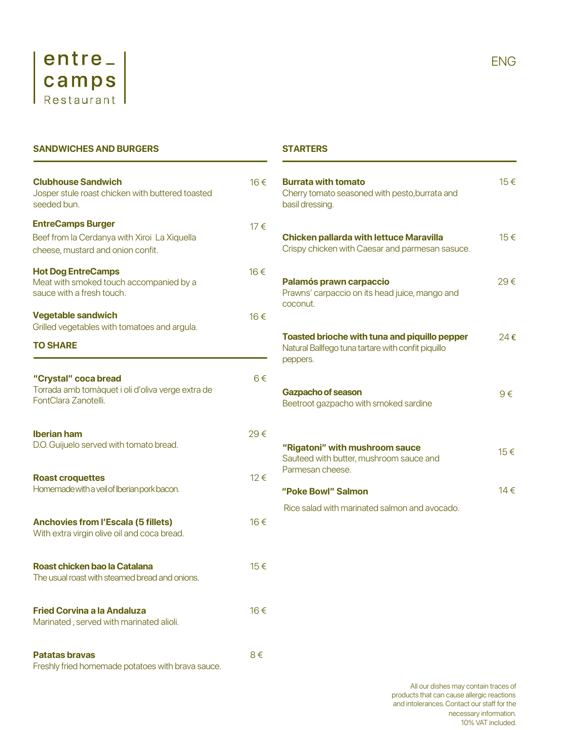# entre_ camps
Restaurant

ENG

## SANDWICHES AND BURGERS

**Clubhouse Sandwich** — 16 €
Josper stule roast chicken with buttered toasted seeded bun.

**EntreCamps Burger** — 17 €
Beef from la Cerdanya with Xiroi La Xiquella cheese, mustard and onion confit.

**Hot Dog EntreCamps** — 16 €
Meat with smoked touch accompanied by a sauce with a fresh touch.

**Vegetable sandwich** — 16 €
Grilled vegetables with tomatoes and argula.

## TO SHARE

**"Crystal" coca bread** — 6 €
Torrada amb tomàquet i oli d'oliva verge extra de FontClara Zanotelli.

**Iberian ham** — 29 €
D.O. Guijuelo served with tomato bread.

**Roast croquettes** — 12 €
Homemade with a veil of Iberian pork bacon.

**Anchovies from l'Escala (5 fillets)** — 16 €
With extra virgin olive oil and coca bread.

**Roast chicken bao la Catalana** — 15 €
The usual roast with steamed bread and onions.

**Fried Corvina a la Andaluza** — 16 €
Marinated , served with marinated alioli.

**Patatas bravas** — 8 €
Freshly fried homemade potatoes with brava sauce.

## STARTERS

**Burrata with tomato** — 15 €
Cherry tomato seasoned with pesto,burrata and basil dressing.

**Chicken pallarda with lettuce Maravilla** — 15 €
Crispy chicken with Caesar and parmesan sasuce.

**Palamós prawn carpaccio** — 29 €
Prawns' carpaccio on its head juice, mango and coconut.

**Toasted brioche with tuna and piquillo pepper** — 24 €
Natural Ballfego tuna tartare with confit piquillo peppers.

**Gazpacho of season** — 9 €
Beetroot gazpacho with smoked sardine

**"Rigatoni" with mushroom sauce** — 15 €
Sauteed with butter, mushroom sauce and Parmesan cheese.

**"Poke Bowl" Salmon** — 14 €
Rice salad with marinated salmon and avocado.

All our dishes may contain traces of products that can cause allergic reactions and intolerances. Contact our staff for the necessary information.
10% VAT included.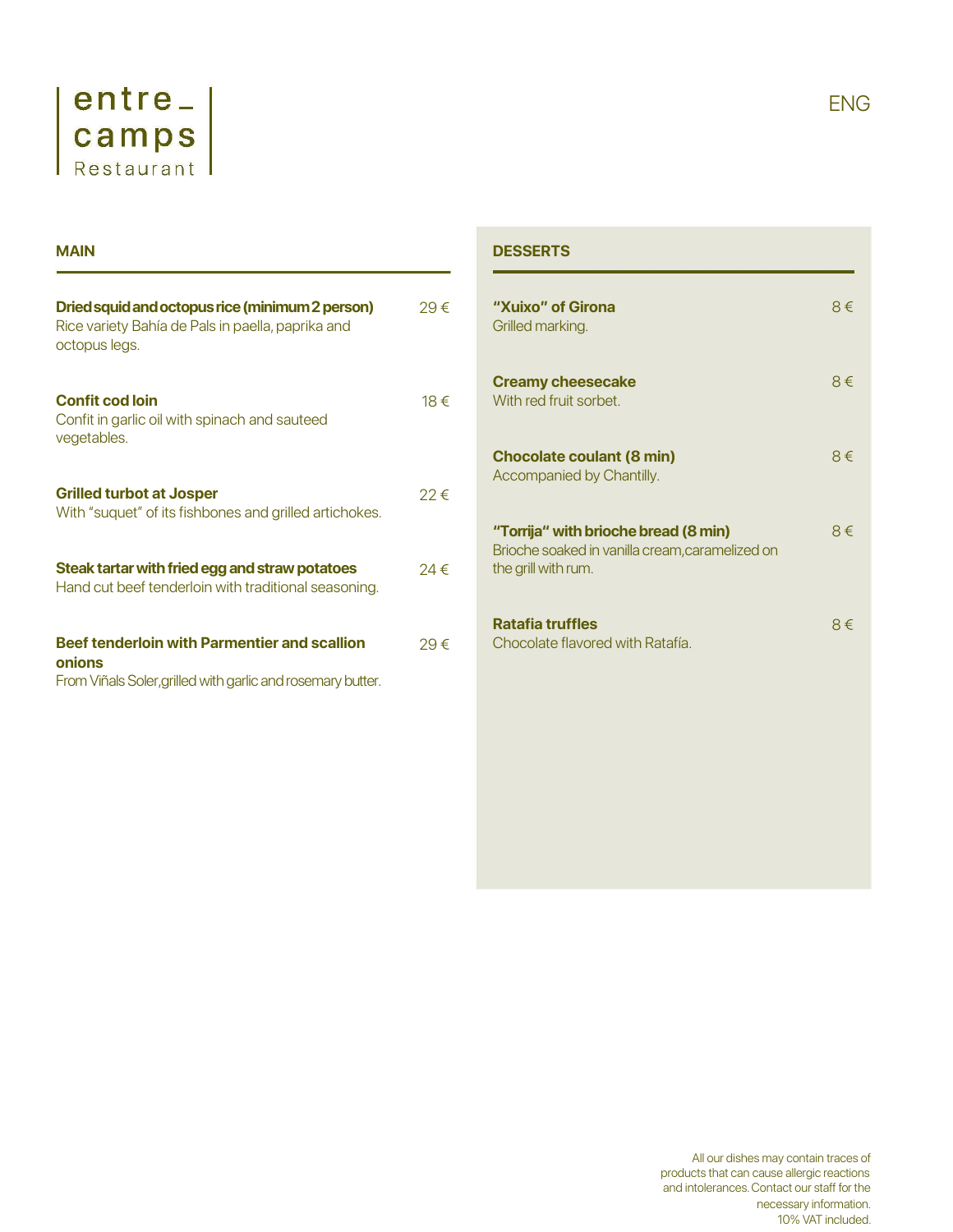entre_
camps
Restaurant

ENG

## MAIN

**Dried squid and octopus rice (minimum 2 person)** 29 €
Rice variety Bahía de Pals in paella, paprika and octopus legs.

**Confit cod loin** 18 €
Confit in garlic oil with spinach and sauteed vegetables.

**Grilled turbot at Josper** 22 €
With "suquet" of its fishbones and grilled artichokes.

**Steak tartar with fried egg and straw potatoes** 24 €
Hand cut beef tenderloin with traditional seasoning.

**Beef tenderloin with Parmentier and scallion onions** 29 €
From Viñals Soler,grilled with garlic and rosemary butter.

## DESSERTS

**"Xuixo" of Girona** 8 €
Grilled marking.

**Creamy cheesecake** 8 €
With red fruit sorbet.

**Chocolate coulant (8 min)** 8 €
Accompanied by Chantilly.

**"Torrija" with brioche bread (8 min)** 8 €
Brioche soaked in vanilla cream,caramelized on the grill with rum.

**Ratafia truffles** 8 €
Chocolate flavored with Ratafía.

All our dishes may contain traces of products that can cause allergic reactions and intolerances. Contact our staff for the necessary information.
10% VAT included.